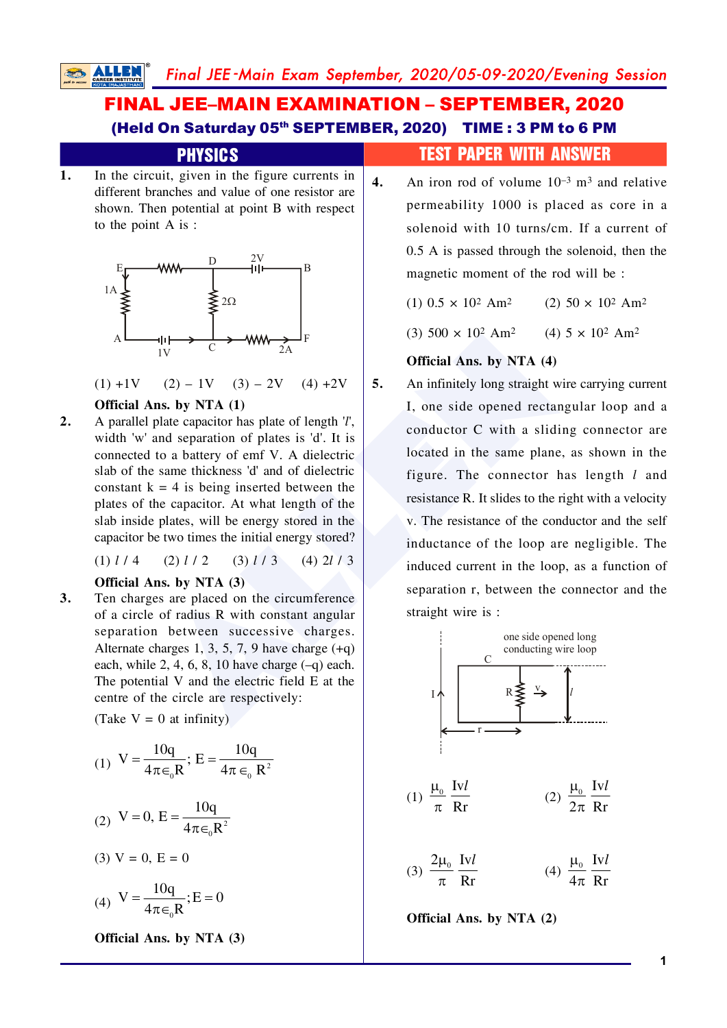# FINAL JEE–MAIN EXAMINATION – SEPTEMBER, 2020

**(Held On Saturday 05th SEPTEMBER, 2020) TIME : 3 PM to 6 PM**

## PHYSICS — TEST PAPER WITH ANSWER

**1.** In the circuit, given in the figure currents in different branches and value of one resistor are shown. Then potential at point B with respect to the point A is :

E D 2V B
1A 2Ω
A 1V C 2A F

(1) +1V (2) – 1V (3) – 2V (4) +2V

**Official Ans. by NTA (1)**

**2.** A parallel plate capacitor has plate of length '$l$', width 'w' and separation of plates is 'd'. It is connected to a battery of emf V. A dielectric slab of the same thickness 'd' and of dielectric constant k = 4 is being inserted between the plates of the capacitor. At what length of the slab inside plates, will be energy stored in the capacitor be two times the initial energy stored?

(1) $l$ / 4 (2) $l$ / 2 (3) $l$ / 3 (4) 2$l$ / 3

**Official Ans. by NTA (3)**

**3.** Ten charges are placed on the circumference of a circle of radius R with constant angular separation between successive charges. Alternate charges 1, 3, 5, 7, 9 have charge (+q) each, while 2, 4, 6, 8, 10 have charge (–q) each. The potential V and the electric field E at the centre of the circle are respectively:

(Take V = 0 at infinity)

(1) $V = \frac{10q}{4\pi\epsilon_0 R}; E = \frac{10q}{4\pi\epsilon_0 R^2}$

(2) $V = 0, E = \frac{10q}{4\pi\epsilon_0 R^2}$

(3) V = 0, E = 0

(4) $V = \frac{10q}{4\pi\epsilon_0 R}; E = 0$

**Official Ans. by NTA (3)**

**4.** An iron rod of volume $10^{-3}$ $m^3$ and relative permeability 1000 is placed as core in a solenoid with 10 turns/cm. If a current of 0.5 A is passed through the solenoid, then the magnetic moment of the rod will be :

(1) 0.5 × $10^2$ $Am^2$ (2) 50 × $10^2$ $Am^2$

(3) 500 × $10^2$ $Am^2$ (4) 5 × $10^2$ $Am^2$

**Official Ans. by NTA (4)**

**5.** An infinitely long straight wire carrying current I, one side opened rectangular loop and a conductor C with a sliding connector are located in the same plane, as shown in the figure. The connector has length $l$ and resistance R. It slides to the right with a velocity v. The resistance of the conductor and the self inductance of the loop are negligible. The induced current in the loop, as a function of separation r, between the connector and the straight wire is :

one side opened long conducting wire loop
C
I R v $l$
r

(1) $\frac{\mu_0}{\pi}\frac{Iv l}{Rr}$ (2) $\frac{\mu_0}{2\pi}\frac{Iv l}{Rr}$

(3) $\frac{2\mu_0}{\pi}\frac{Iv l}{Rr}$ (4) $\frac{\mu_0}{4\pi}\frac{Iv l}{Rr}$

**Official Ans. by NTA (2)**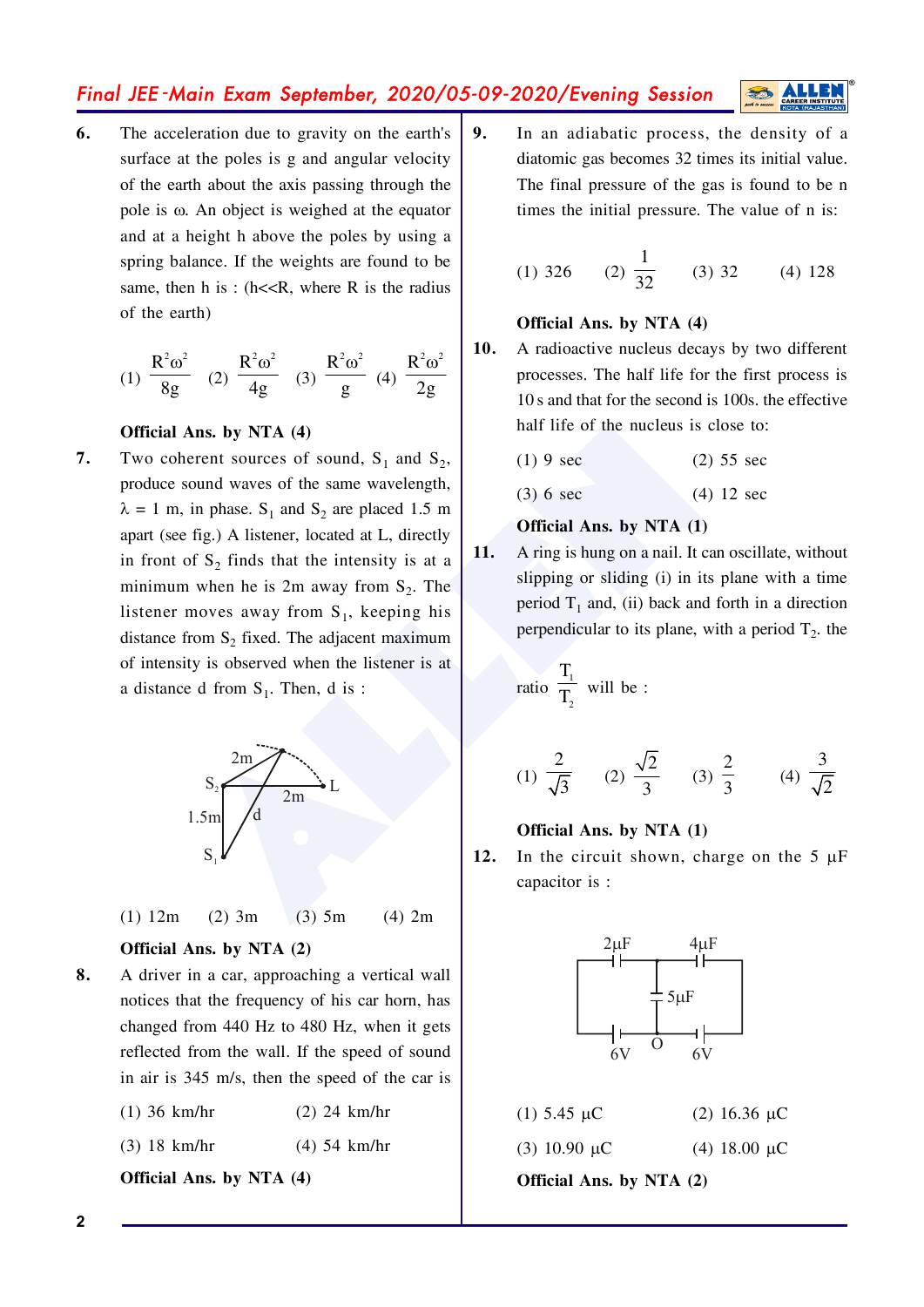**6.** The acceleration due to gravity on the earth's surface at the poles is g and angular velocity of the earth about the axis passing through the pole is ω. An object is weighed at the equator and at a height h above the poles by using a spring balance. If the weights are found to be same, then h is : (h<<R, where R is the radius of the earth)

(1) $\frac{R^2\omega^2}{8g}$ (2) $\frac{R^2\omega^2}{4g}$ (3) $\frac{R^2\omega^2}{g}$ (4) $\frac{R^2\omega^2}{2g}$

**Official Ans. by NTA (4)**

**7.** Two coherent sources of sound, $S_1$ and $S_2$, produce sound waves of the same wavelength, $\lambda = 1$ m, in phase. $S_1$ and $S_2$ are placed 1.5 m apart (see fig.) A listener, located at L, directly in front of $S_2$ finds that the intensity is at a minimum when he is 2m away from $S_2$. The listener moves away from $S_1$, keeping his distance from $S_2$ fixed. The adjacent maximum of intensity is observed when the listener is at a distance d from $S_1$. Then, d is :

2m
$S_2$
2m
L
1.5m
d
$S_1$

(1) 12m (2) 3m (3) 5m (4) 2m

**Official Ans. by NTA (2)**

**8.** A driver in a car, approaching a vertical wall notices that the frequency of his car horn, has changed from 440 Hz to 480 Hz, when it gets reflected from the wall. If the speed of sound in air is 345 m/s, then the speed of the car is

(1) 36 km/hr (2) 24 km/hr

(3) 18 km/hr (4) 54 km/hr

**Official Ans. by NTA (4)**

**9.** In an adiabatic process, the density of a diatomic gas becomes 32 times its initial value. The final pressure of the gas is found to be n times the initial pressure. The value of n is:

(1) 326 (2) $\frac{1}{32}$ (3) 32 (4) 128

**Official Ans. by NTA (4)**

**10.** A radioactive nucleus decays by two different processes. The half life for the first process is 10 s and that for the second is 100s. the effective half life of the nucleus is close to:

(1) 9 sec (2) 55 sec

(3) 6 sec (4) 12 sec

**Official Ans. by NTA (1)**

**11.** A ring is hung on a nail. It can oscillate, without slipping or sliding (i) in its plane with a time period $T_1$ and, (ii) back and forth in a direction perpendicular to its plane, with a period $T_2$. the ratio $\frac{T_1}{T_2}$ will be :

(1) $\frac{2}{\sqrt{3}}$ (2) $\frac{\sqrt{2}}{3}$ (3) $\frac{2}{3}$ (4) $\frac{3}{\sqrt{2}}$

**Official Ans. by NTA (1)**

**12.** In the circuit shown, charge on the 5 μF capacitor is :

2μF
4μF
5μF
O
6V
6V

(1) 5.45 μC (2) 16.36 μC

(3) 10.90 μC (4) 18.00 μC

**Official Ans. by NTA (2)**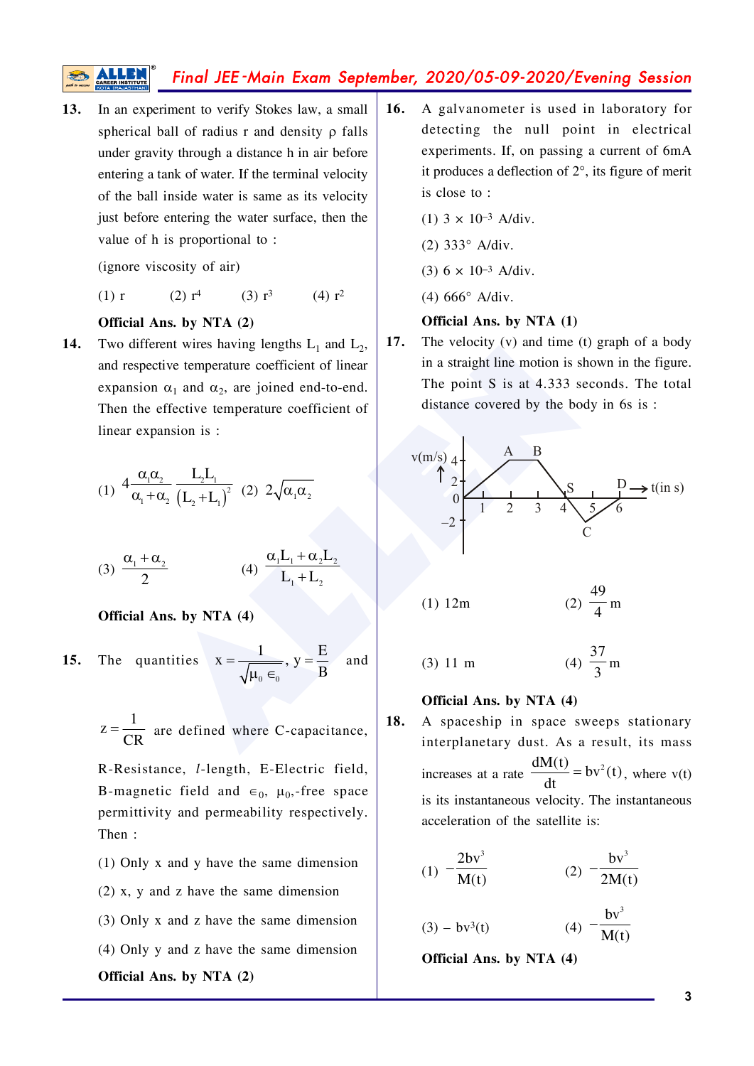**13.** In an experiment to verify Stokes law, a small spherical ball of radius r and density ρ falls under gravity through a distance h in air before entering a tank of water. If the terminal velocity of the ball inside water is same as its velocity just before entering the water surface, then the value of h is proportional to :

(ignore viscosity of air)

(1) r (2) $r^4$ (3) $r^3$ (4) $r^2$

**Official Ans. by NTA (2)**

**14.** Two different wires having lengths $L_1$ and $L_2$, and respective temperature coefficient of linear expansion $\alpha_1$ and $\alpha_2$, are joined end-to-end. Then the effective temperature coefficient of linear expansion is :

(1) $4\dfrac{\alpha_1\alpha_2}{\alpha_1+\alpha_2}\dfrac{L_2L_1}{(L_2+L_1)^2}$ (2) $2\sqrt{\alpha_1\alpha_2}$

(3) $\dfrac{\alpha_1+\alpha_2}{2}$ (4) $\dfrac{\alpha_1L_1+\alpha_2L_2}{L_1+L_2}$

**Official Ans. by NTA (4)**

**15.** The quantities $x=\dfrac{1}{\sqrt{\mu_0 \in_0}}$, $y=\dfrac{E}{B}$ and $z=\dfrac{1}{CR}$ are defined where C-capacitance, R-Resistance, *l*-length, E-Electric field, B-magnetic field and $\in_0$, $\mu_0$,-free space permittivity and permeability respectively. Then :

(1) Only x and y have the same dimension

(2) x, y and z have the same dimension

(3) Only x and z have the same dimension

(4) Only y and z have the same dimension

**Official Ans. by NTA (2)**

**16.** A galvanometer is used in laboratory for detecting the null point in electrical experiments. If, on passing a current of 6mA it produces a deflection of 2°, its figure of merit is close to :

(1) $3 \times 10^{-3}$ A/div.

(2) 333° A/div.

(3) $6 \times 10^{-3}$ A/div.

(4) 666° A/div.

**Official Ans. by NTA (1)**

**17.** The velocity (v) and time (t) graph of a body in a straight line motion is shown in the figure. The point S is at 4.333 seconds. The total distance covered by the body in 6s is :

v(m/s)
A B
4
2
0
–2
1 2 3 4 5 6
S
D
C
t(in s)

(1) 12m (2) $\dfrac{49}{4}$ m

(3) 11 m (4) $\dfrac{37}{3}$ m

**Official Ans. by NTA (4)**

**18.** A spaceship in space sweeps stationary interplanetary dust. As a result, its mass increases at a rate $\dfrac{dM(t)}{dt}=bv^2(t)$, where v(t) is its instantaneous velocity. The instantaneous acceleration of the satellite is:

(1) $-\dfrac{2bv^3}{M(t)}$ (2) $-\dfrac{bv^3}{2M(t)}$

(3) $-bv^3(t)$ (4) $-\dfrac{bv^3}{M(t)}$

**Official Ans. by NTA (4)**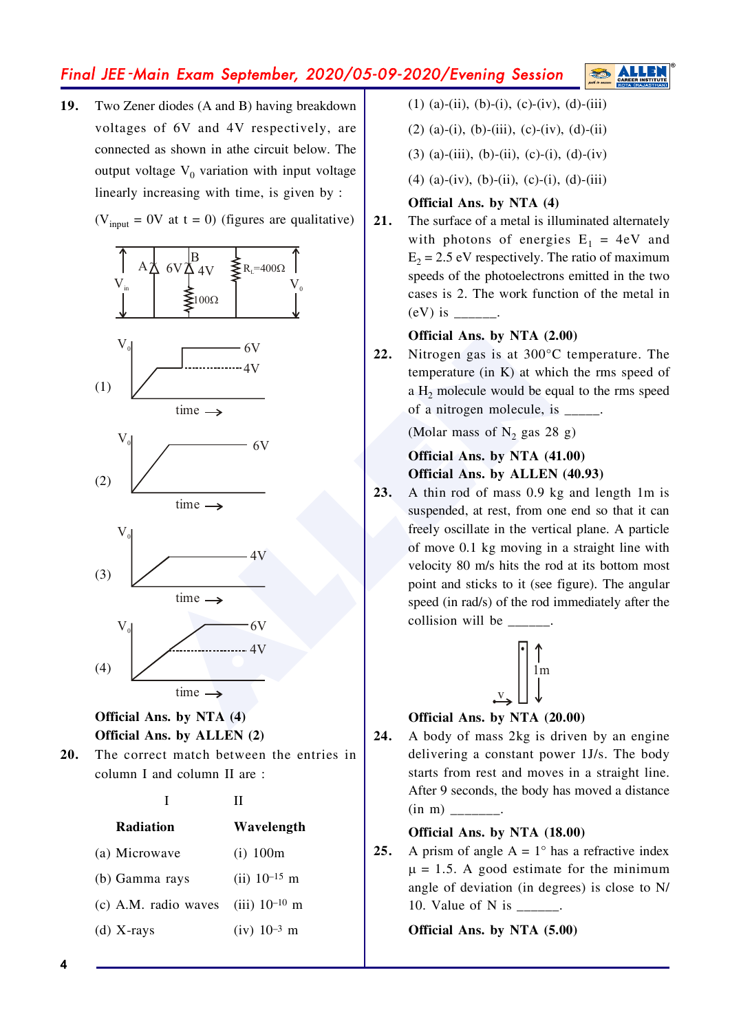**19.** Two Zener diodes (A and B) having breakdown voltages of 6V and 4V respectively, are connected as shown in athe circuit below. The output voltage $V_0$ variation with input voltage linearly increasing with time, is given by :

($V_{input}$ = 0V at t = 0) (figures are qualitative)

A 6V B 4V $R_L$=400Ω $V_{in}$ 100Ω $V_0$

(1)

$V_0$ 6V 4V time →

(2)

$V_0$ 6V time →

(3)

$V_0$ 4V time →

(4)

$V_0$ 6V 4V time →

**Official Ans. by NTA (4)**

**Official Ans. by ALLEN (2)**

**20.** The correct match between the entries in column I and column II are :

| I | II |
|---|---|
| **Radiation** | **Wavelength** |
| (a) Microwave | (i) 100m |
| (b) Gamma rays | (ii) $10^{-15}$ m |
| (c) A.M. radio waves | (iii) $10^{-10}$ m |
| (d) X-rays | (iv) $10^{-3}$ m |

(1) (a)-(ii), (b)-(i), (c)-(iv), (d)-(iii)

(2) (a)-(i), (b)-(iii), (c)-(iv), (d)-(ii)

(3) (a)-(iii), (b)-(ii), (c)-(i), (d)-(iv)

(4) (a)-(iv), (b)-(ii), (c)-(i), (d)-(iii)

**Official Ans. by NTA (4)**

**21.** The surface of a metal is illuminated alternately with photons of energies $E_1$ = 4eV and $E_2$ = 2.5 eV respectively. The ratio of maximum speeds of the photoelectrons emitted in the two cases is 2. The work function of the metal in (eV) is ______.

**Official Ans. by NTA (2.00)**

**22.** Nitrogen gas is at 300°C temperature. The temperature (in K) at which the rms speed of a $H_2$ molecule would be equal to the rms speed of a nitrogen molecule, is _____.

(Molar mass of $N_2$ gas 28 g)

**Official Ans. by NTA (41.00)**

**Official Ans. by ALLEN (40.93)**

**23.** A thin rod of mass 0.9 kg and length 1m is suspended, at rest, from one end so that it can freely oscillate in the vertical plane. A particle of move 0.1 kg moving in a straight line with velocity 80 m/s hits the rod at its bottom most point and sticks to it (see figure). The angular speed (in rad/s) of the rod immediately after the collision will be ______.

1m v

**Official Ans. by NTA (20.00)**

**24.** A body of mass 2kg is driven by an engine delivering a constant power 1J/s. The body starts from rest and moves in a straight line. After 9 seconds, the body has moved a distance (in m) _______.

**Official Ans. by NTA (18.00)**

**25.** A prism of angle A = 1° has a refractive index μ = 1.5. A good estimate for the minimum angle of deviation (in degrees) is close to N/ 10. Value of N is ______.

**Official Ans. by NTA (5.00)**